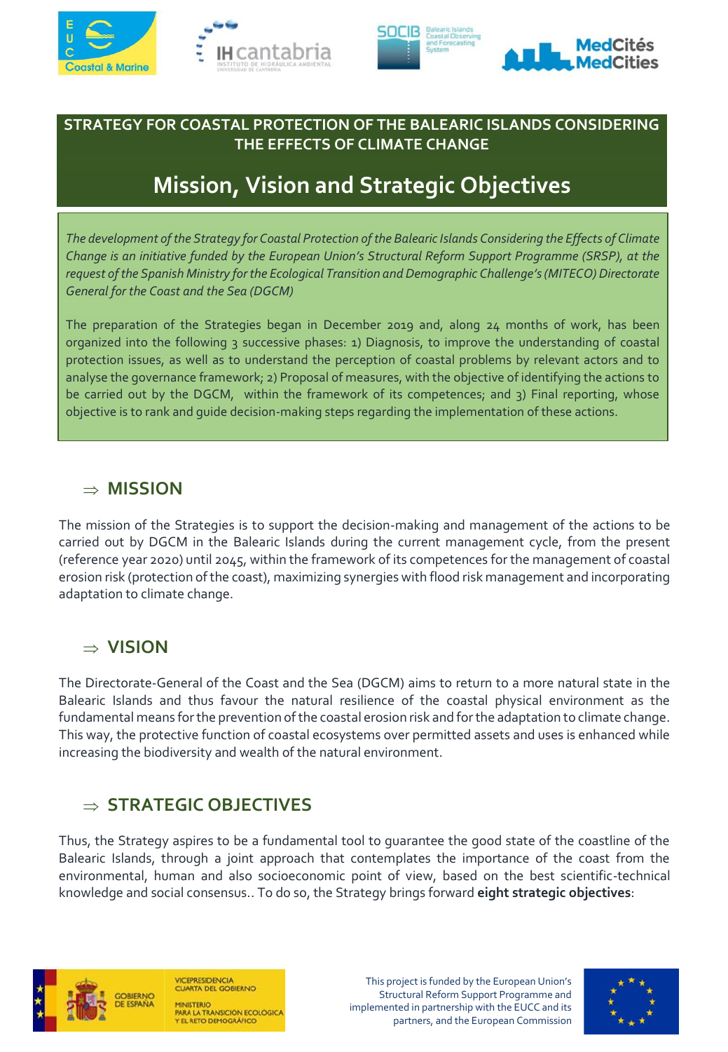# STRATEGY FOR COASTAL PROTECTION OF THE BALEARIC ISLANDS CONSIDERING THE EFFECTS OF CLIMATE CHANGE

## Mission, Vision and Strategic Objectives

*The development of the Strategy for Coastal Protection of the Balearic Islands Considering the Effects of Climate Change is an initiative funded by the European Union's Structural Reform Support Programme (SRSP), at the request of the Spanish Ministry for the Ecological Transition and Demographic Challenge's (MITECO) Directorate General for the Coast and the Sea (DGCM)*

The preparation of the Strategies began in December 2019 and, along 24 months of work, has been organized into the following 3 successive phases: 1) Diagnosis, to improve the understanding of coastal protection issues, as well as to understand the perception of coastal problems by relevant actors and to analyse the governance framework; 2) Proposal of measures, with the objective of identifying the actions to be carried out by the DGCM, within the framework of its competences; and 3) Final reporting, whose objective is to rank and guide decision-making steps regarding the implementation of these actions.

## ⇒ MISSION

The mission of the Strategies is to support the decision-making and management of the actions to be carried out by DGCM in the Balearic Islands during the current management cycle, from the present (reference year 2020) until 2045, within the framework of its competences for the management of coastal erosion risk (protection of the coast), maximizing synergies with flood risk management and incorporating adaptation to climate change.

## ⇒ VISION

The Directorate-General of the Coast and the Sea (DGCM) aims to return to a more natural state in the Balearic Islands and thus favour the natural resilience of the coastal physical environment as the fundamental means for the prevention of the coastal erosion risk and for the adaptation to climate change. This way, the protective function of coastal ecosystems over permitted assets and uses is enhanced while increasing the biodiversity and wealth of the natural environment.

## ⇒ STRATEGIC OBJECTIVES

Thus, the Strategy aspires to be a fundamental tool to guarantee the good state of the coastline of the Balearic Islands, through a joint approach that contemplates the importance of the coast from the environmental, human and also socioeconomic point of view, based on the best scientific-technical knowledge and social consensus.. To do so, the Strategy brings forward **eight strategic objectives**:

This project is funded by the European Union's Structural Reform Support Programme and implemented in partnership with the EUCC and its partners, and the European Commission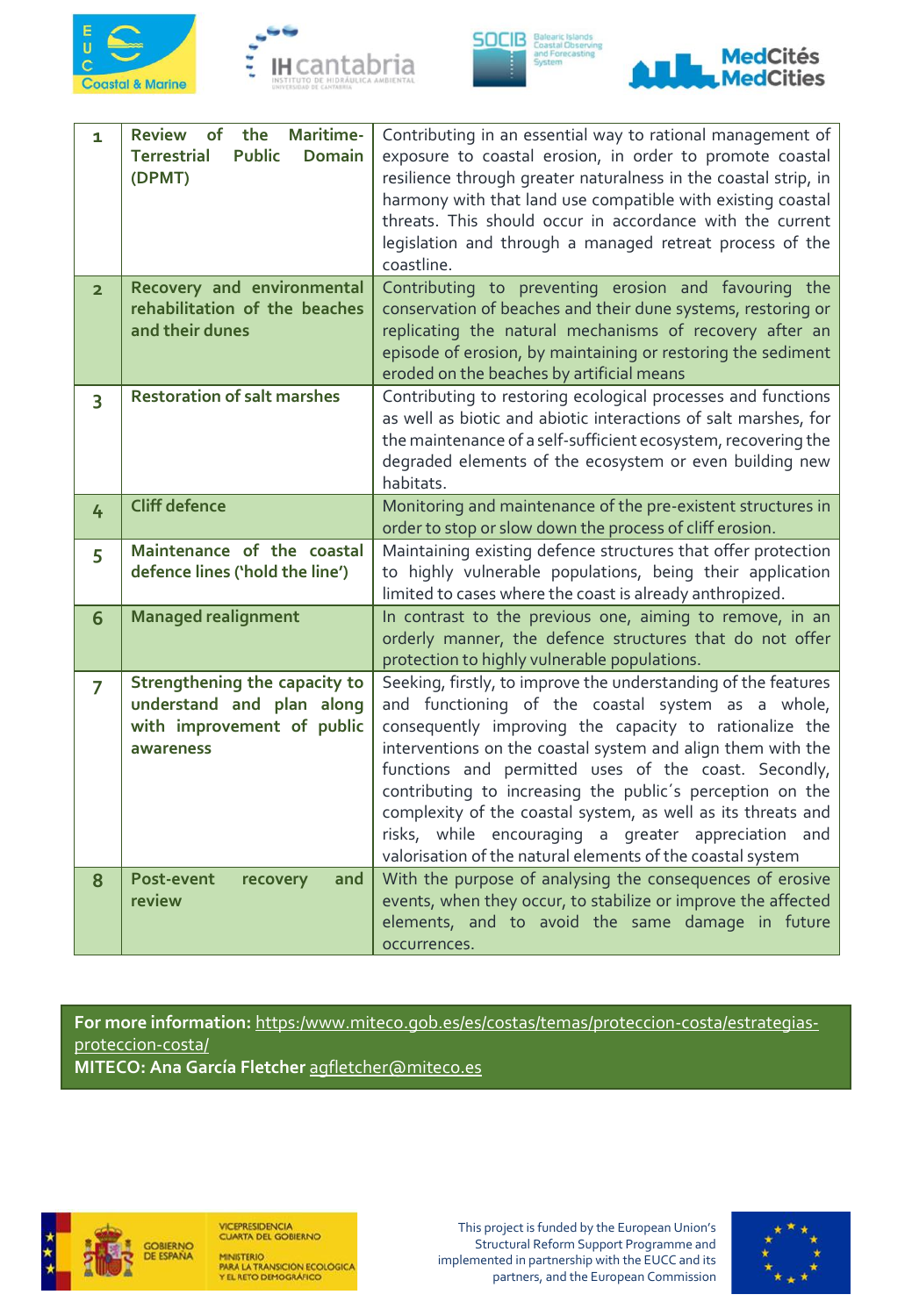| | | |
|---|---|---|
| 1 | **Review of the Maritime-Terrestrial Public Domain (DPMT)** | Contributing in an essential way to rational management of exposure to coastal erosion, in order to promote coastal resilience through greater naturalness in the coastal strip, in harmony with that land use compatible with existing coastal threats. This should occur in accordance with the current legislation and through a managed retreat process of the coastline. |
| 2 | **Recovery and environmental rehabilitation of the beaches and their dunes** | Contributing to preventing erosion and favouring the conservation of beaches and their dune systems, restoring or replicating the natural mechanisms of recovery after an episode of erosion, by maintaining or restoring the sediment eroded on the beaches by artificial means |
| 3 | **Restoration of salt marshes** | Contributing to restoring ecological processes and functions as well as biotic and abiotic interactions of salt marshes, for the maintenance of a self-sufficient ecosystem, recovering the degraded elements of the ecosystem or even building new habitats. |
| 4 | **Cliff defence** | Monitoring and maintenance of the pre-existent structures in order to stop or slow down the process of cliff erosion. |
| 5 | **Maintenance of the coastal defence lines ('hold the line')** | Maintaining existing defence structures that offer protection to highly vulnerable populations, being their application limited to cases where the coast is already anthropized. |
| 6 | **Managed realignment** | In contrast to the previous one, aiming to remove, in an orderly manner, the defence structures that do not offer protection to highly vulnerable populations. |
| 7 | **Strengthening the capacity to understand and plan along with improvement of public awareness** | Seeking, firstly, to improve the understanding of the features and functioning of the coastal system as a whole, consequently improving the capacity to rationalize the interventions on the coastal system and align them with the functions and permitted uses of the coast. Secondly, contributing to increasing the public´s perception on the complexity of the coastal system, as well as its threats and risks, while encouraging a greater appreciation and valorisation of the natural elements of the coastal system |
| 8 | **Post-event recovery and review** | With the purpose of analysing the consequences of erosive events, when they occur, to stabilize or improve the affected elements, and to avoid the same damage in future occurrences. |

**For more information:** https:/www.miteco.gob.es/es/costas/temas/proteccion-costa/estrategias-proteccion-costa/
**MITECO: Ana García Fletcher** agfletcher@miteco.es

This project is funded by the European Union's Structural Reform Support Programme and implemented in partnership with the EUCC and its partners, and the European Commission